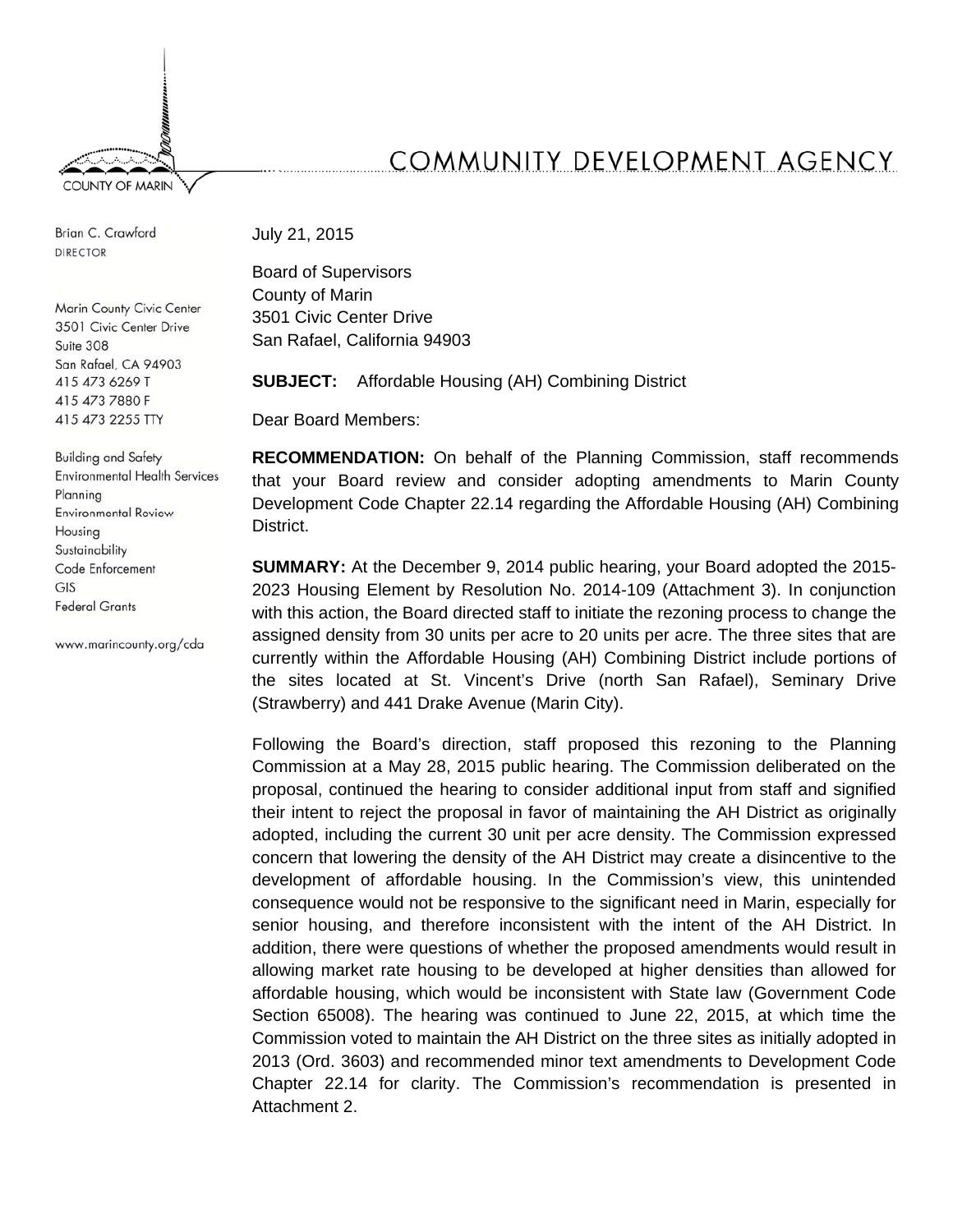# COMMUNITY DEVELOPMENT AGENCY

COUNTY OF MARIN

Brian C. Crawford
DIRECTOR

Marin County Civic Center
3501 Civic Center Drive
Suite 308
San Rafael, CA 94903
415 473 6269 T
415 473 7880 F
415 473 2255 TTY

Building and Safety
Environmental Health Services
Planning
Environmental Review
Housing
Sustainability
Code Enforcement
GIS
Federal Grants

www.marincounty.org/cda

July 21, 2015

Board of Supervisors
County of Marin
3501 Civic Center Drive
San Rafael, California 94903

**SUBJECT:** Affordable Housing (AH) Combining District

Dear Board Members:

**RECOMMENDATION:** On behalf of the Planning Commission, staff recommends that your Board review and consider adopting amendments to Marin County Development Code Chapter 22.14 regarding the Affordable Housing (AH) Combining District.

**SUMMARY:** At the December 9, 2014 public hearing, your Board adopted the 2015-2023 Housing Element by Resolution No. 2014-109 (Attachment 3). In conjunction with this action, the Board directed staff to initiate the rezoning process to change the assigned density from 30 units per acre to 20 units per acre. The three sites that are currently within the Affordable Housing (AH) Combining District include portions of the sites located at St. Vincent's Drive (north San Rafael), Seminary Drive (Strawberry) and 441 Drake Avenue (Marin City).

Following the Board's direction, staff proposed this rezoning to the Planning Commission at a May 28, 2015 public hearing. The Commission deliberated on the proposal, continued the hearing to consider additional input from staff and signified their intent to reject the proposal in favor of maintaining the AH District as originally adopted, including the current 30 unit per acre density. The Commission expressed concern that lowering the density of the AH District may create a disincentive to the development of affordable housing. In the Commission's view, this unintended consequence would not be responsive to the significant need in Marin, especially for senior housing, and therefore inconsistent with the intent of the AH District. In addition, there were questions of whether the proposed amendments would result in allowing market rate housing to be developed at higher densities than allowed for affordable housing, which would be inconsistent with State law (Government Code Section 65008). The hearing was continued to June 22, 2015, at which time the Commission voted to maintain the AH District on the three sites as initially adopted in 2013 (Ord. 3603) and recommended minor text amendments to Development Code Chapter 22.14 for clarity. The Commission's recommendation is presented in Attachment 2.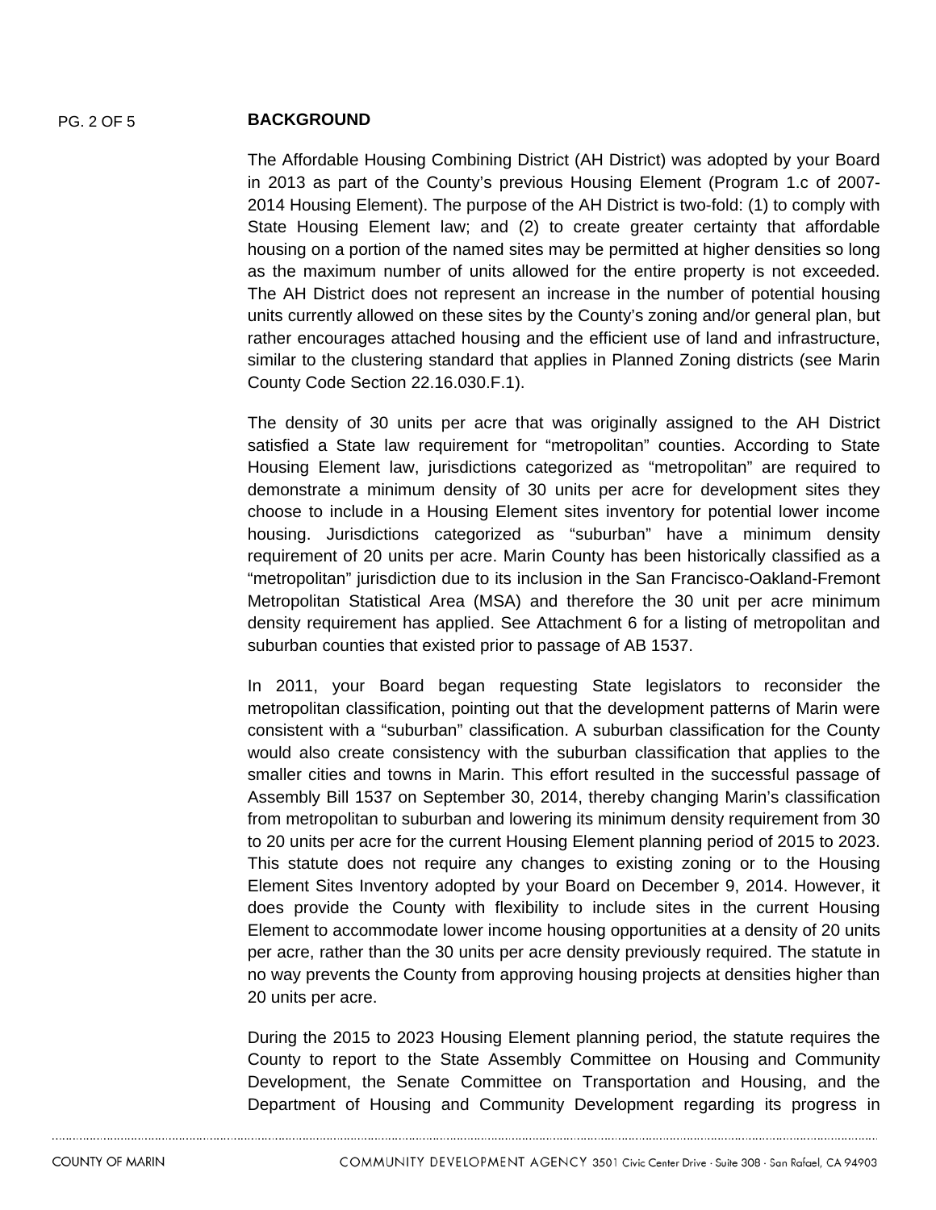## BACKGROUND

The Affordable Housing Combining District (AH District) was adopted by your Board in 2013 as part of the County's previous Housing Element (Program 1.c of 2007-2014 Housing Element). The purpose of the AH District is two-fold: (1) to comply with State Housing Element law; and (2) to create greater certainty that affordable housing on a portion of the named sites may be permitted at higher densities so long as the maximum number of units allowed for the entire property is not exceeded. The AH District does not represent an increase in the number of potential housing units currently allowed on these sites by the County's zoning and/or general plan, but rather encourages attached housing and the efficient use of land and infrastructure, similar to the clustering standard that applies in Planned Zoning districts (see Marin County Code Section 22.16.030.F.1).

The density of 30 units per acre that was originally assigned to the AH District satisfied a State law requirement for "metropolitan" counties. According to State Housing Element law, jurisdictions categorized as "metropolitan" are required to demonstrate a minimum density of 30 units per acre for development sites they choose to include in a Housing Element sites inventory for potential lower income housing. Jurisdictions categorized as "suburban" have a minimum density requirement of 20 units per acre. Marin County has been historically classified as a "metropolitan" jurisdiction due to its inclusion in the San Francisco-Oakland-Fremont Metropolitan Statistical Area (MSA) and therefore the 30 unit per acre minimum density requirement has applied. See Attachment 6 for a listing of metropolitan and suburban counties that existed prior to passage of AB 1537.

In 2011, your Board began requesting State legislators to reconsider the metropolitan classification, pointing out that the development patterns of Marin were consistent with a "suburban" classification. A suburban classification for the County would also create consistency with the suburban classification that applies to the smaller cities and towns in Marin. This effort resulted in the successful passage of Assembly Bill 1537 on September 30, 2014, thereby changing Marin's classification from metropolitan to suburban and lowering its minimum density requirement from 30 to 20 units per acre for the current Housing Element planning period of 2015 to 2023. This statute does not require any changes to existing zoning or to the Housing Element Sites Inventory adopted by your Board on December 9, 2014. However, it does provide the County with flexibility to include sites in the current Housing Element to accommodate lower income housing opportunities at a density of 20 units per acre, rather than the 30 units per acre density previously required. The statute in no way prevents the County from approving housing projects at densities higher than 20 units per acre.

During the 2015 to 2023 Housing Element planning period, the statute requires the County to report to the State Assembly Committee on Housing and Community Development, the Senate Committee on Transportation and Housing, and the Department of Housing and Community Development regarding its progress in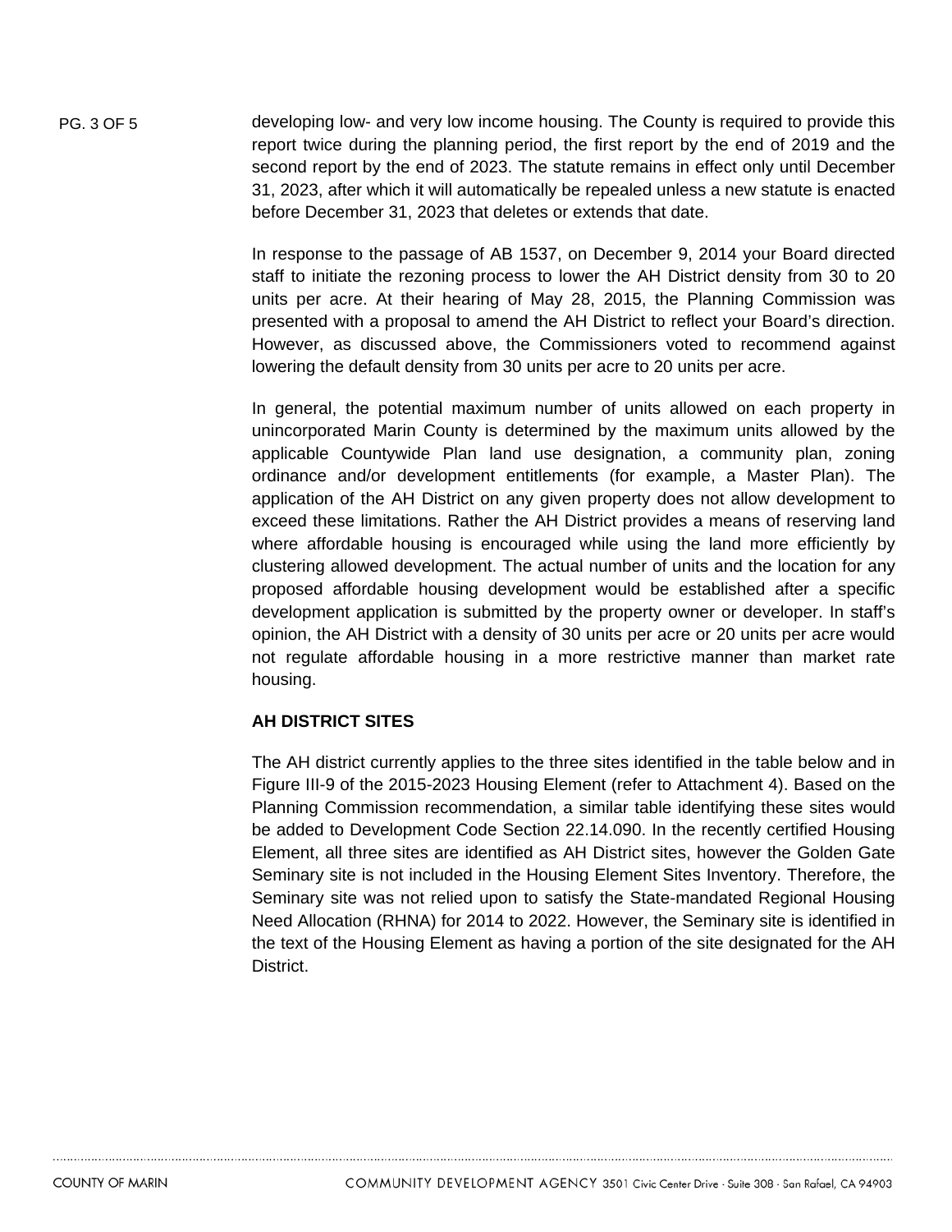developing low- and very low income housing. The County is required to provide this report twice during the planning period, the first report by the end of 2019 and the second report by the end of 2023. The statute remains in effect only until December 31, 2023, after which it will automatically be repealed unless a new statute is enacted before December 31, 2023 that deletes or extends that date.

In response to the passage of AB 1537, on December 9, 2014 your Board directed staff to initiate the rezoning process to lower the AH District density from 30 to 20 units per acre. At their hearing of May 28, 2015, the Planning Commission was presented with a proposal to amend the AH District to reflect your Board's direction. However, as discussed above, the Commissioners voted to recommend against lowering the default density from 30 units per acre to 20 units per acre.

In general, the potential maximum number of units allowed on each property in unincorporated Marin County is determined by the maximum units allowed by the applicable Countywide Plan land use designation, a community plan, zoning ordinance and/or development entitlements (for example, a Master Plan). The application of the AH District on any given property does not allow development to exceed these limitations. Rather the AH District provides a means of reserving land where affordable housing is encouraged while using the land more efficiently by clustering allowed development. The actual number of units and the location for any proposed affordable housing development would be established after a specific development application is submitted by the property owner or developer. In staff's opinion, the AH District with a density of 30 units per acre or 20 units per acre would not regulate affordable housing in a more restrictive manner than market rate housing.

**AH DISTRICT SITES**

The AH district currently applies to the three sites identified in the table below and in Figure III-9 of the 2015-2023 Housing Element (refer to Attachment 4). Based on the Planning Commission recommendation, a similar table identifying these sites would be added to Development Code Section 22.14.090. In the recently certified Housing Element, all three sites are identified as AH District sites, however the Golden Gate Seminary site is not included in the Housing Element Sites Inventory. Therefore, the Seminary site was not relied upon to satisfy the State-mandated Regional Housing Need Allocation (RHNA) for 2014 to 2022. However, the Seminary site is identified in the text of the Housing Element as having a portion of the site designated for the AH District.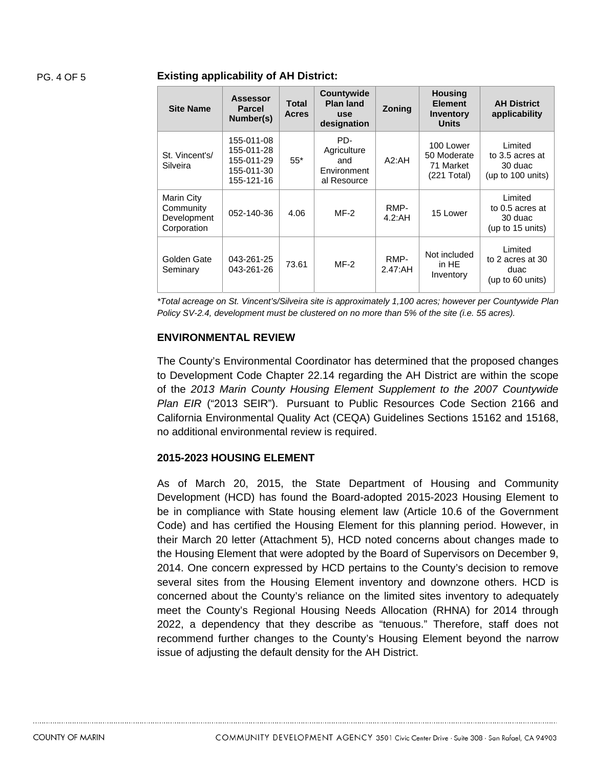**Existing applicability of AH District:**

| Site Name | Assessor Parcel Number(s) | Total Acres | Countywide Plan land use designation | Zoning | Housing Element Inventory Units | AH District applicability |
|---|---|---|---|---|---|---|
| St. Vincent's/ Silveira | 155-011-08 155-011-28 155-011-29 155-011-30 155-121-16 | 55* | PD-Agriculture and Environmental Resource | A2:AH | 100 Lower 50 Moderate 71 Market (221 Total) | Limited to 3.5 acres at 30 duac (up to 100 units) |
| Marin City Community Development Corporation | 052-140-36 | 4.06 | MF-2 | RMP-4.2:AH | 15 Lower | Limited to 0.5 acres at 30 duac (up to 15 units) |
| Golden Gate Seminary | 043-261-25 043-261-26 | 73.61 | MF-2 | RMP-2.47:AH | Not included in HE Inventory | Limited to 2 acres at 30 duac (up to 60 units) |

*\*Total acreage on St. Vincent's/Silveira site is approximately 1,100 acres; however per Countywide Plan Policy SV-2.4, development must be clustered on no more than 5% of the site (i.e. 55 acres).*

**ENVIRONMENTAL REVIEW**

The County's Environmental Coordinator has determined that the proposed changes to Development Code Chapter 22.14 regarding the AH District are within the scope of the *2013 Marin County Housing Element Supplement to the 2007 Countywide Plan EIR* ("2013 SEIR"). Pursuant to Public Resources Code Section 2166 and California Environmental Quality Act (CEQA) Guidelines Sections 15162 and 15168, no additional environmental review is required.

**2015-2023 HOUSING ELEMENT**

As of March 20, 2015, the State Department of Housing and Community Development (HCD) has found the Board-adopted 2015-2023 Housing Element to be in compliance with State housing element law (Article 10.6 of the Government Code) and has certified the Housing Element for this planning period. However, in their March 20 letter (Attachment 5), HCD noted concerns about changes made to the Housing Element that were adopted by the Board of Supervisors on December 9, 2014. One concern expressed by HCD pertains to the County's decision to remove several sites from the Housing Element inventory and downzone others. HCD is concerned about the County's reliance on the limited sites inventory to adequately meet the County's Regional Housing Needs Allocation (RHNA) for 2014 through 2022, a dependency that they describe as "tenuous." Therefore, staff does not recommend further changes to the County's Housing Element beyond the narrow issue of adjusting the default density for the AH District.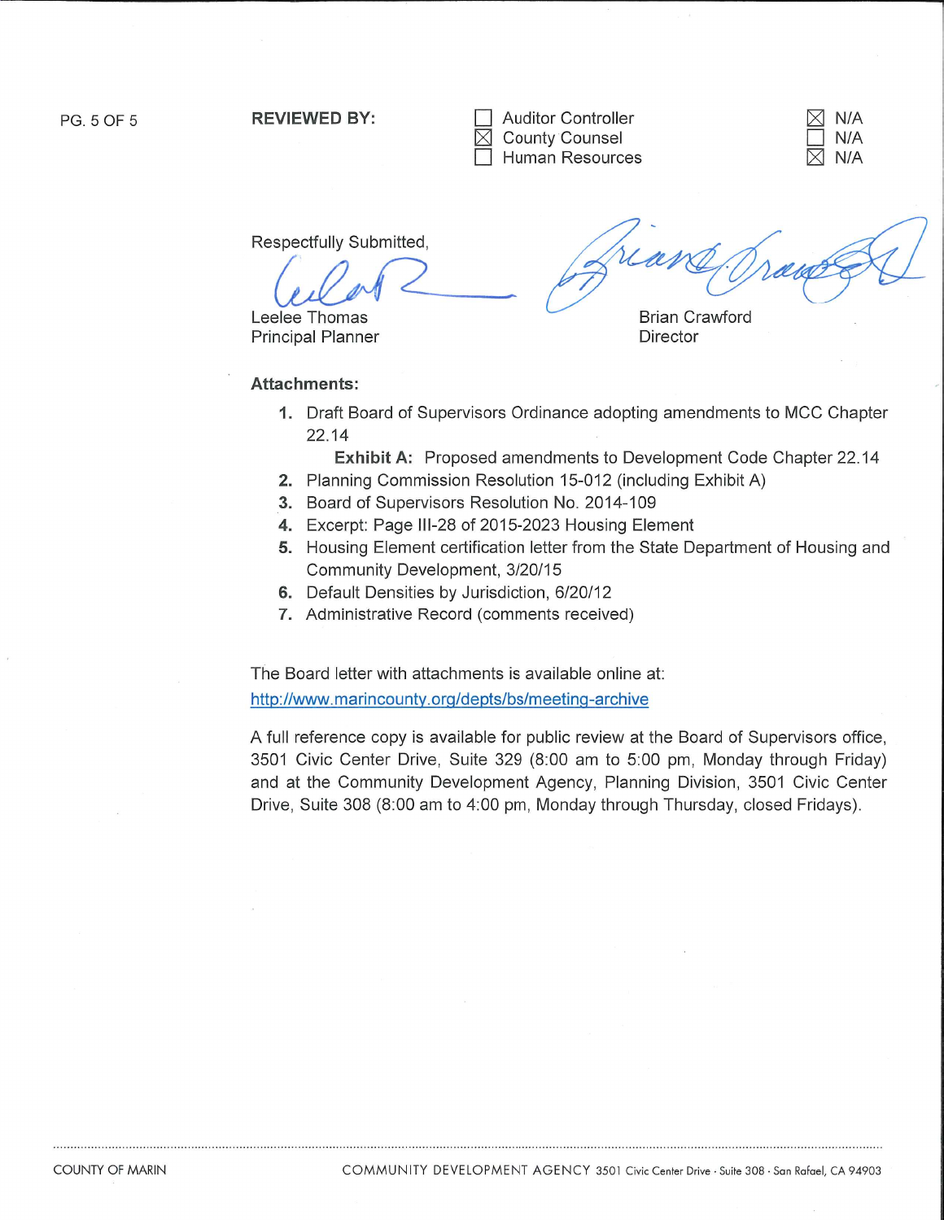**REVIEWED BY:**

| | |
|---|---|
| ☐ Auditor Controller | ☒ N/A |
| ☒ County Counsel | ☐ N/A |
| ☐ Human Resources | ☒ N/A |

Respectfully Submitted,

Leelee Thomas
Principal Planner

Brian Crawford
Director

**Attachments:**

1. Draft Board of Supervisors Ordinance adopting amendments to MCC Chapter 22.14
   **Exhibit A:** Proposed amendments to Development Code Chapter 22.14
2. Planning Commission Resolution 15-012 (including Exhibit A)
3. Board of Supervisors Resolution No. 2014-109
4. Excerpt: Page III-28 of 2015-2023 Housing Element
5. Housing Element certification letter from the State Department of Housing and Community Development, 3/20/15
6. Default Densities by Jurisdiction, 6/20/12
7. Administrative Record (comments received)

The Board letter with attachments is available online at:
http://www.marincounty.org/depts/bs/meeting-archive

A full reference copy is available for public review at the Board of Supervisors office, 3501 Civic Center Drive, Suite 329 (8:00 am to 5:00 pm, Monday through Friday) and at the Community Development Agency, Planning Division, 3501 Civic Center Drive, Suite 308 (8:00 am to 4:00 pm, Monday through Thursday, closed Fridays).